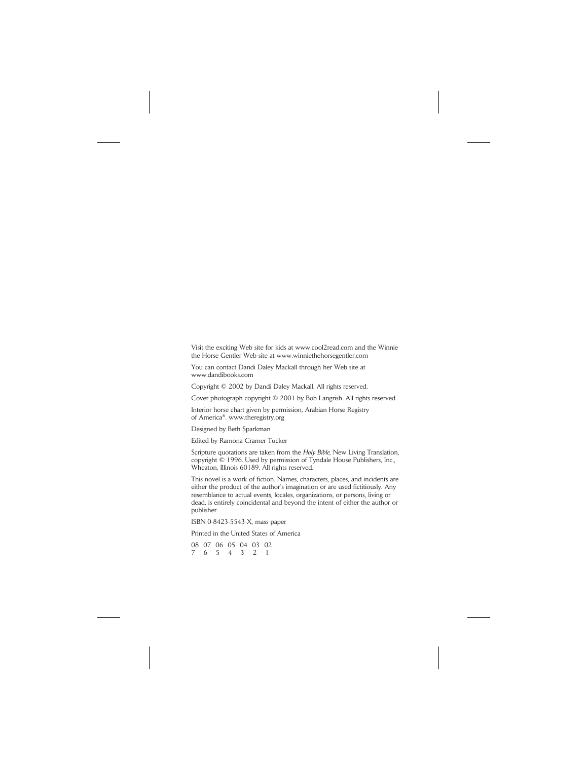Visit the exciting Web site for kids at www.cool2read.com and the Winnie the Horse Gentler Web site at www.winniethehorsegentler.com

You can contact Dandi Daley Mackall through her Web site at www.dandibooks.com

Copyright © 2002 by Dandi Daley Mackall. All rights reserved.

Cover photograph copyright © 2001 by Bob Langrish. All rights reserved.

Interior horse chart given by permission, Arabian Horse Registry of America®. www.theregistry.org

Designed by Beth Sparkman

Edited by Ramona Cramer Tucker

Scripture quotations are taken from the *Holy Bible,* New Living Translation, copyright © 1996. Used by permission of Tyndale House Publishers, Inc., Wheaton, Illinois 60189. All rights reserved.

This novel is a work of fiction. Names, characters, places, and incidents are either the product of the author's imagination or are used fictitiously. Any resemblance to actual events, locales, organizations, or persons, living or dead, is entirely coincidental and beyond the intent of either the author or publisher.

ISBN 0-8423-5543-X, mass paper

Printed in the United States of America

08 07 06 05 04 03 02
7 6 5 4 3 2 1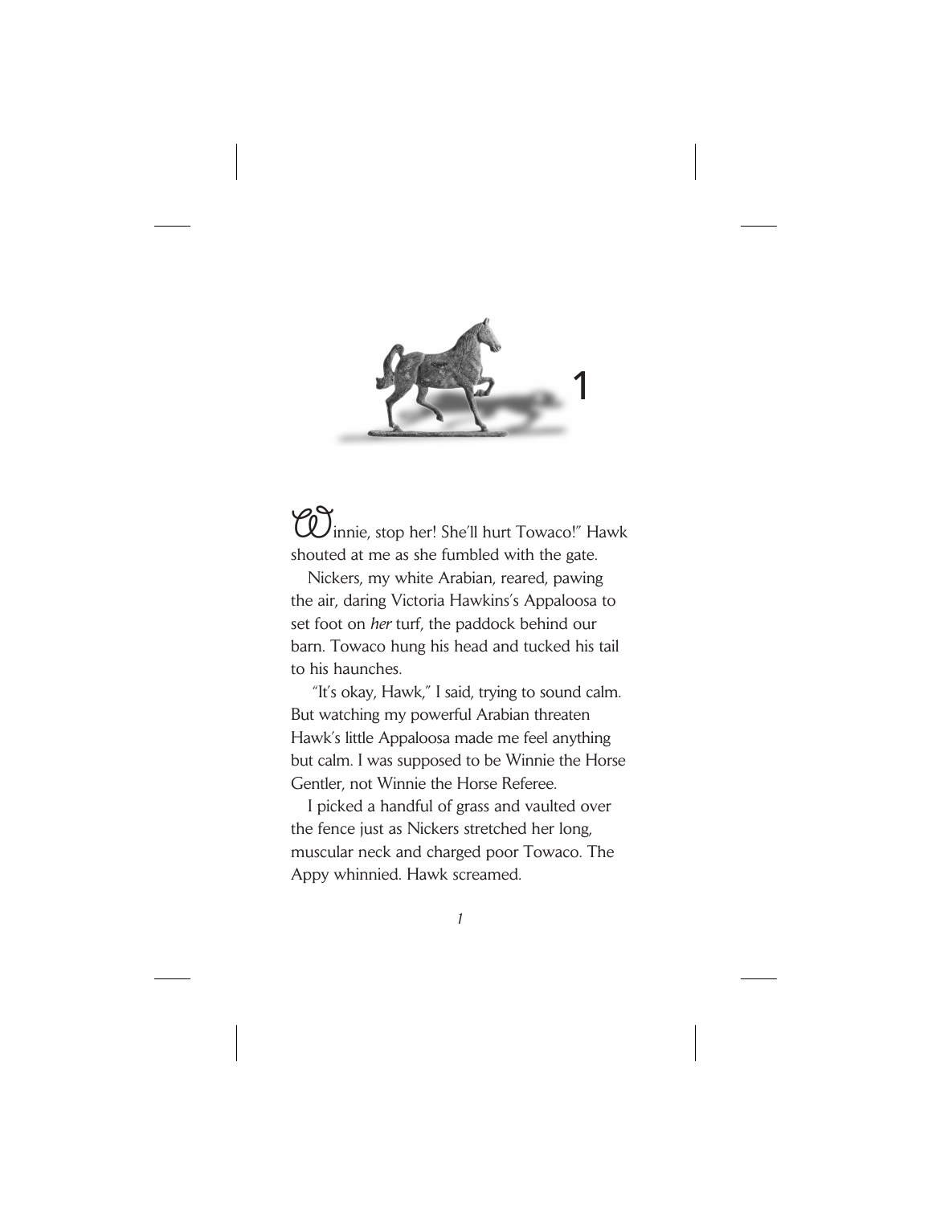# 1

Winnie, stop her! She'll hurt Towaco!" Hawk shouted at me as she fumbled with the gate.

Nickers, my white Arabian, reared, pawing the air, daring Victoria Hawkins's Appaloosa to set foot on *her* turf, the paddock behind our barn. Towaco hung his head and tucked his tail to his haunches.

"It's okay, Hawk," I said, trying to sound calm. But watching my powerful Arabian threaten Hawk's little Appaloosa made me feel anything but calm. I was supposed to be Winnie the Horse Gentler, not Winnie the Horse Referee.

I picked a handful of grass and vaulted over the fence just as Nickers stretched her long, muscular neck and charged poor Towaco. The Appy whinnied. Hawk screamed.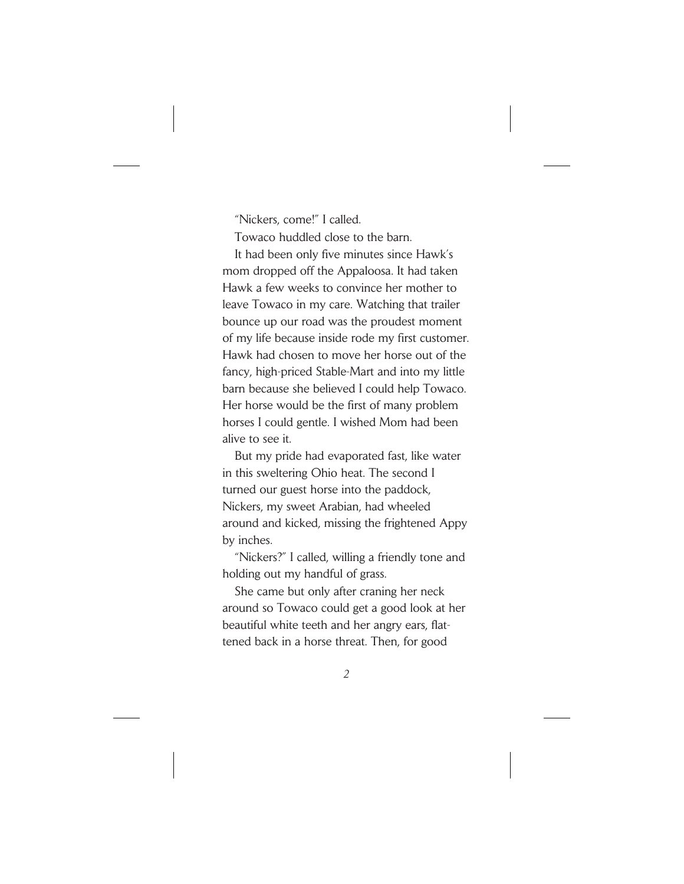"Nickers, come!" I called.

Towaco huddled close to the barn.

It had been only five minutes since Hawk's mom dropped off the Appaloosa. It had taken Hawk a few weeks to convince her mother to leave Towaco in my care. Watching that trailer bounce up our road was the proudest moment of my life because inside rode my first customer. Hawk had chosen to move her horse out of the fancy, high-priced Stable-Mart and into my little barn because she believed I could help Towaco. Her horse would be the first of many problem horses I could gentle. I wished Mom had been alive to see it.

But my pride had evaporated fast, like water in this sweltering Ohio heat. The second I turned our guest horse into the paddock, Nickers, my sweet Arabian, had wheeled around and kicked, missing the frightened Appy by inches.

"Nickers?" I called, willing a friendly tone and holding out my handful of grass.

She came but only after craning her neck around so Towaco could get a good look at her beautiful white teeth and her angry ears, flattened back in a horse threat. Then, for good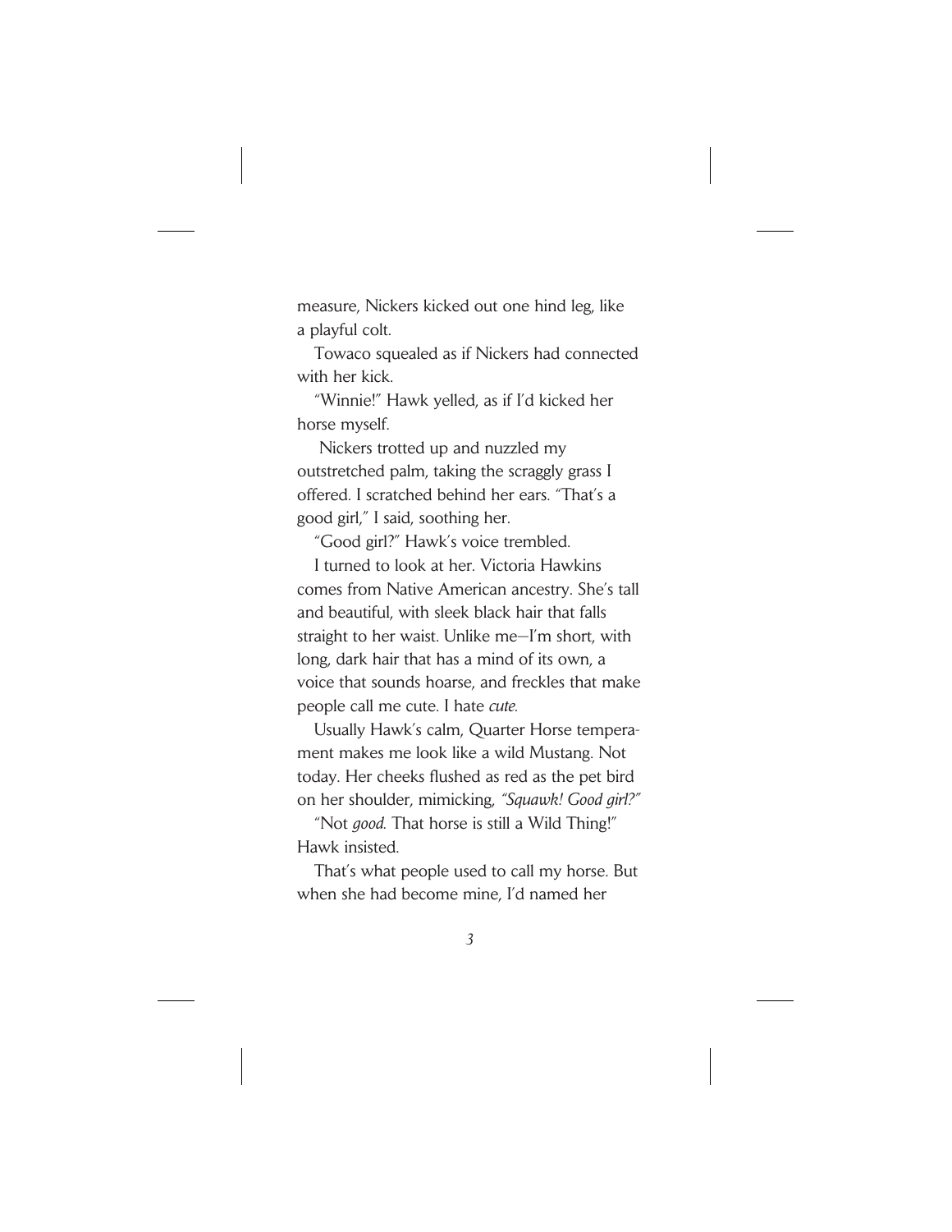measure, Nickers kicked out one hind leg, like a playful colt.

Towaco squealed as if Nickers had connected with her kick.

"Winnie!" Hawk yelled, as if I'd kicked her horse myself.

Nickers trotted up and nuzzled my outstretched palm, taking the scraggly grass I offered. I scratched behind her ears. "That's a good girl," I said, soothing her.

"Good girl?" Hawk's voice trembled.

I turned to look at her. Victoria Hawkins comes from Native American ancestry. She's tall and beautiful, with sleek black hair that falls straight to her waist. Unlike me—I'm short, with long, dark hair that has a mind of its own, a voice that sounds hoarse, and freckles that make people call me cute. I hate *cute*.

Usually Hawk's calm, Quarter Horse temperament makes me look like a wild Mustang. Not today. Her cheeks flushed as red as the pet bird on her shoulder, mimicking, *"Squawk! Good girl?"*

"Not *good*. That horse is still a Wild Thing!" Hawk insisted.

That's what people used to call my horse. But when she had become mine, I'd named her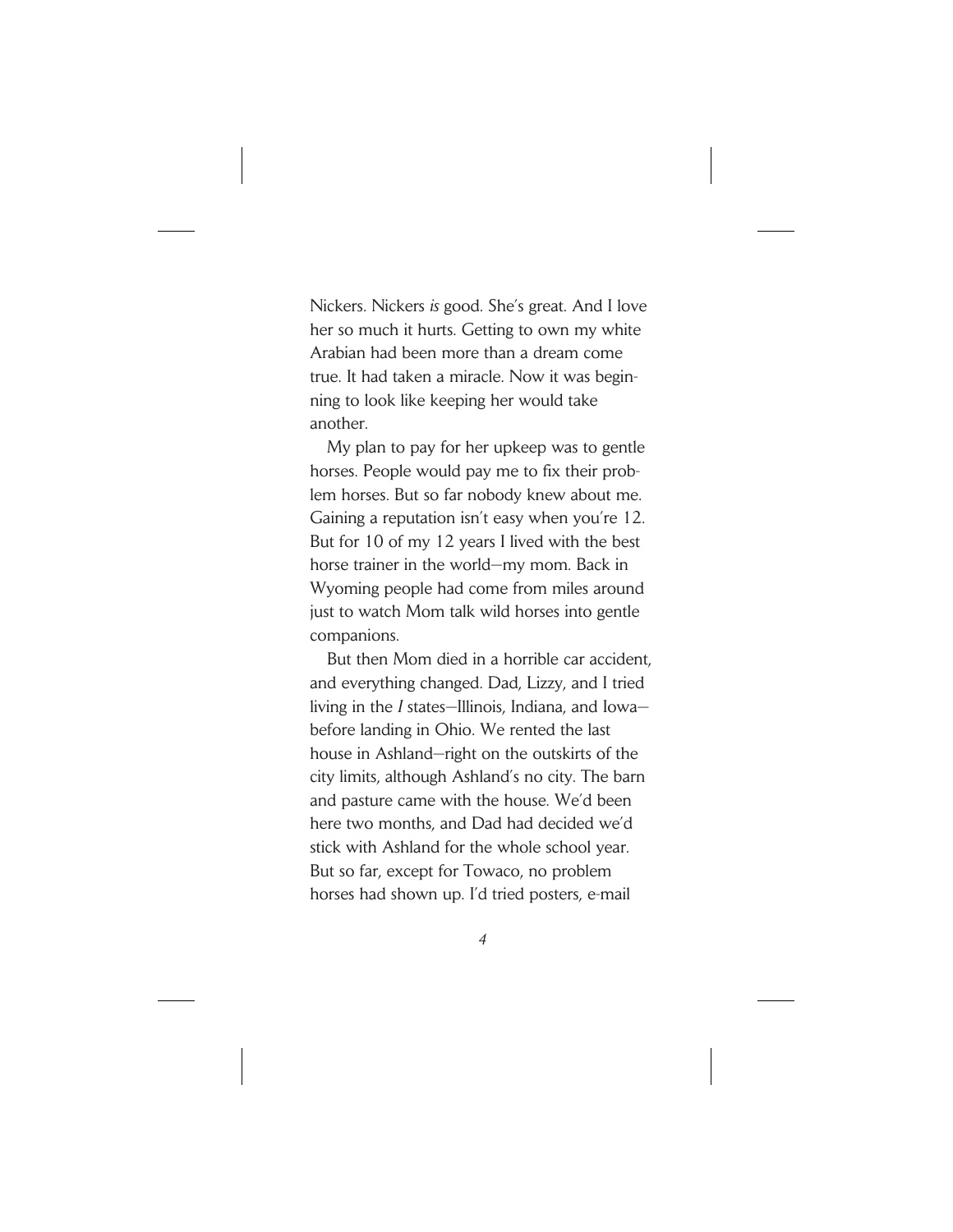Nickers. Nickers *is* good. She's great. And I love her so much it hurts. Getting to own my white Arabian had been more than a dream come true. It had taken a miracle. Now it was beginning to look like keeping her would take another.

My plan to pay for her upkeep was to gentle horses. People would pay me to fix their problem horses. But so far nobody knew about me. Gaining a reputation isn't easy when you're 12. But for 10 of my 12 years I lived with the best horse trainer in the world—my mom. Back in Wyoming people had come from miles around just to watch Mom talk wild horses into gentle companions.

But then Mom died in a horrible car accident, and everything changed. Dad, Lizzy, and I tried living in the *I* states—Illinois, Indiana, and Iowa—before landing in Ohio. We rented the last house in Ashland—right on the outskirts of the city limits, although Ashland's no city. The barn and pasture came with the house. We'd been here two months, and Dad had decided we'd stick with Ashland for the whole school year. But so far, except for Towaco, no problem horses had shown up. I'd tried posters, e-mail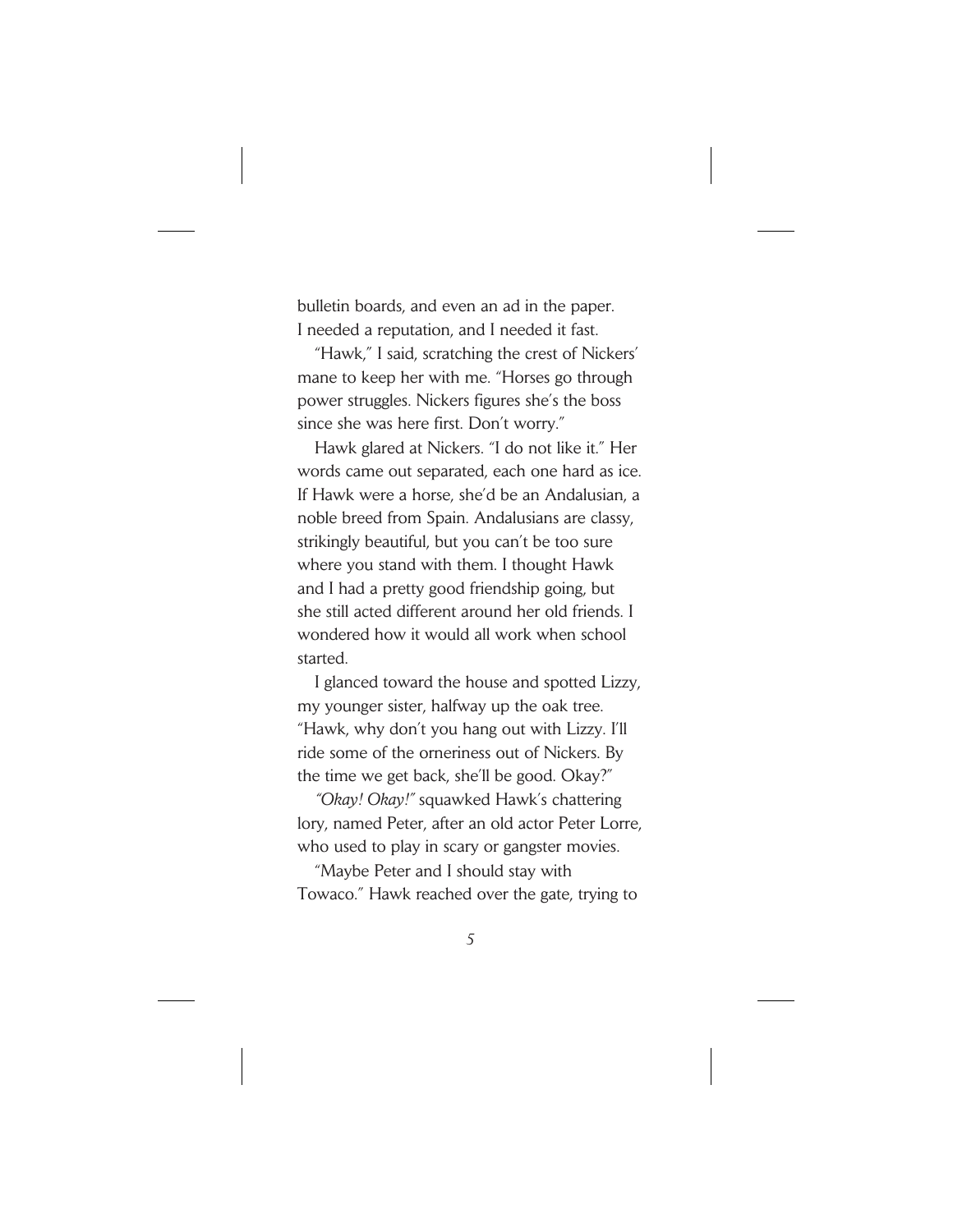bulletin boards, and even an ad in the paper. I needed a reputation, and I needed it fast.

"Hawk," I said, scratching the crest of Nickers' mane to keep her with me. "Horses go through power struggles. Nickers figures she's the boss since she was here first. Don't worry."

Hawk glared at Nickers. "I do not like it." Her words came out separated, each one hard as ice. If Hawk were a horse, she'd be an Andalusian, a noble breed from Spain. Andalusians are classy, strikingly beautiful, but you can't be too sure where you stand with them. I thought Hawk and I had a pretty good friendship going, but she still acted different around her old friends. I wondered how it would all work when school started.

I glanced toward the house and spotted Lizzy, my younger sister, halfway up the oak tree. "Hawk, why don't you hang out with Lizzy. I'll ride some of the orneriness out of Nickers. By the time we get back, she'll be good. Okay?"

*"Okay! Okay!"* squawked Hawk's chattering lory, named Peter, after an old actor Peter Lorre, who used to play in scary or gangster movies.

"Maybe Peter and I should stay with Towaco." Hawk reached over the gate, trying to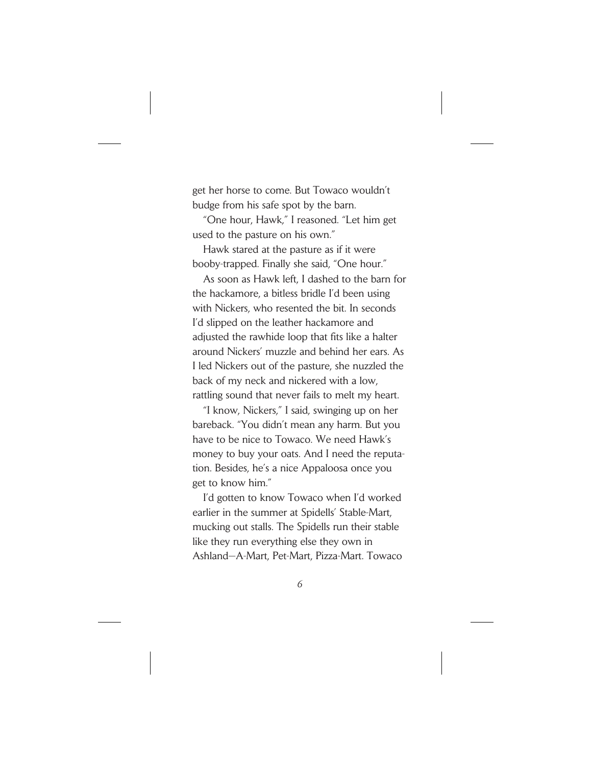get her horse to come. But Towaco wouldn't budge from his safe spot by the barn.

"One hour, Hawk," I reasoned. "Let him get used to the pasture on his own."

Hawk stared at the pasture as if it were booby-trapped. Finally she said, "One hour."

As soon as Hawk left, I dashed to the barn for the hackamore, a bitless bridle I'd been using with Nickers, who resented the bit. In seconds I'd slipped on the leather hackamore and adjusted the rawhide loop that fits like a halter around Nickers' muzzle and behind her ears. As I led Nickers out of the pasture, she nuzzled the back of my neck and nickered with a low, rattling sound that never fails to melt my heart.

"I know, Nickers," I said, swinging up on her bareback. "You didn't mean any harm. But you have to be nice to Towaco. We need Hawk's money to buy your oats. And I need the reputation. Besides, he's a nice Appaloosa once you get to know him."

I'd gotten to know Towaco when I'd worked earlier in the summer at Spidells' Stable-Mart, mucking out stalls. The Spidells run their stable like they run everything else they own in Ashland—A-Mart, Pet-Mart, Pizza-Mart. Towaco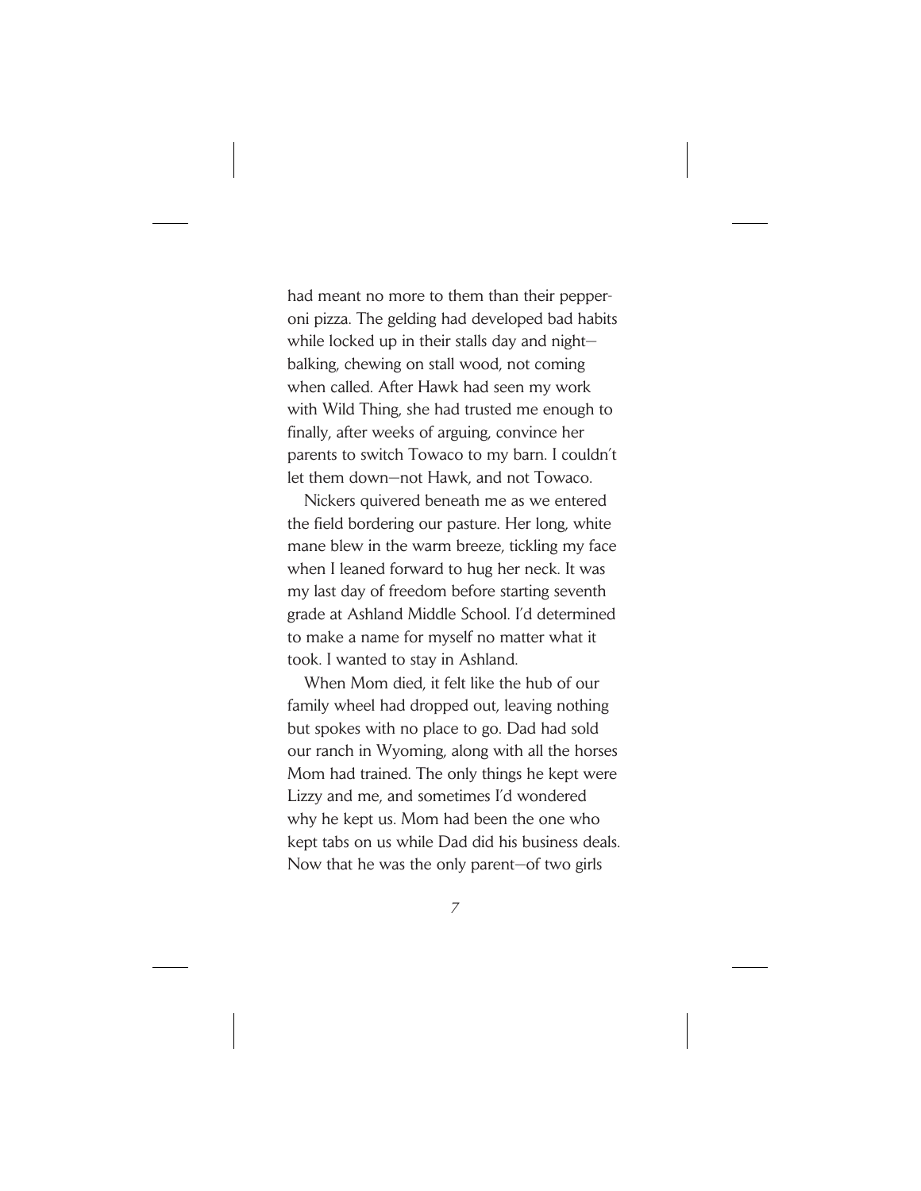had meant no more to them than their pepperoni pizza. The gelding had developed bad habits while locked up in their stalls day and night—balking, chewing on stall wood, not coming when called. After Hawk had seen my work with Wild Thing, she had trusted me enough to finally, after weeks of arguing, convince her parents to switch Towaco to my barn. I couldn't let them down—not Hawk, and not Towaco.

Nickers quivered beneath me as we entered the field bordering our pasture. Her long, white mane blew in the warm breeze, tickling my face when I leaned forward to hug her neck. It was my last day of freedom before starting seventh grade at Ashland Middle School. I'd determined to make a name for myself no matter what it took. I wanted to stay in Ashland.

When Mom died, it felt like the hub of our family wheel had dropped out, leaving nothing but spokes with no place to go. Dad had sold our ranch in Wyoming, along with all the horses Mom had trained. The only things he kept were Lizzy and me, and sometimes I'd wondered why he kept us. Mom had been the one who kept tabs on us while Dad did his business deals. Now that he was the only parent—of two girls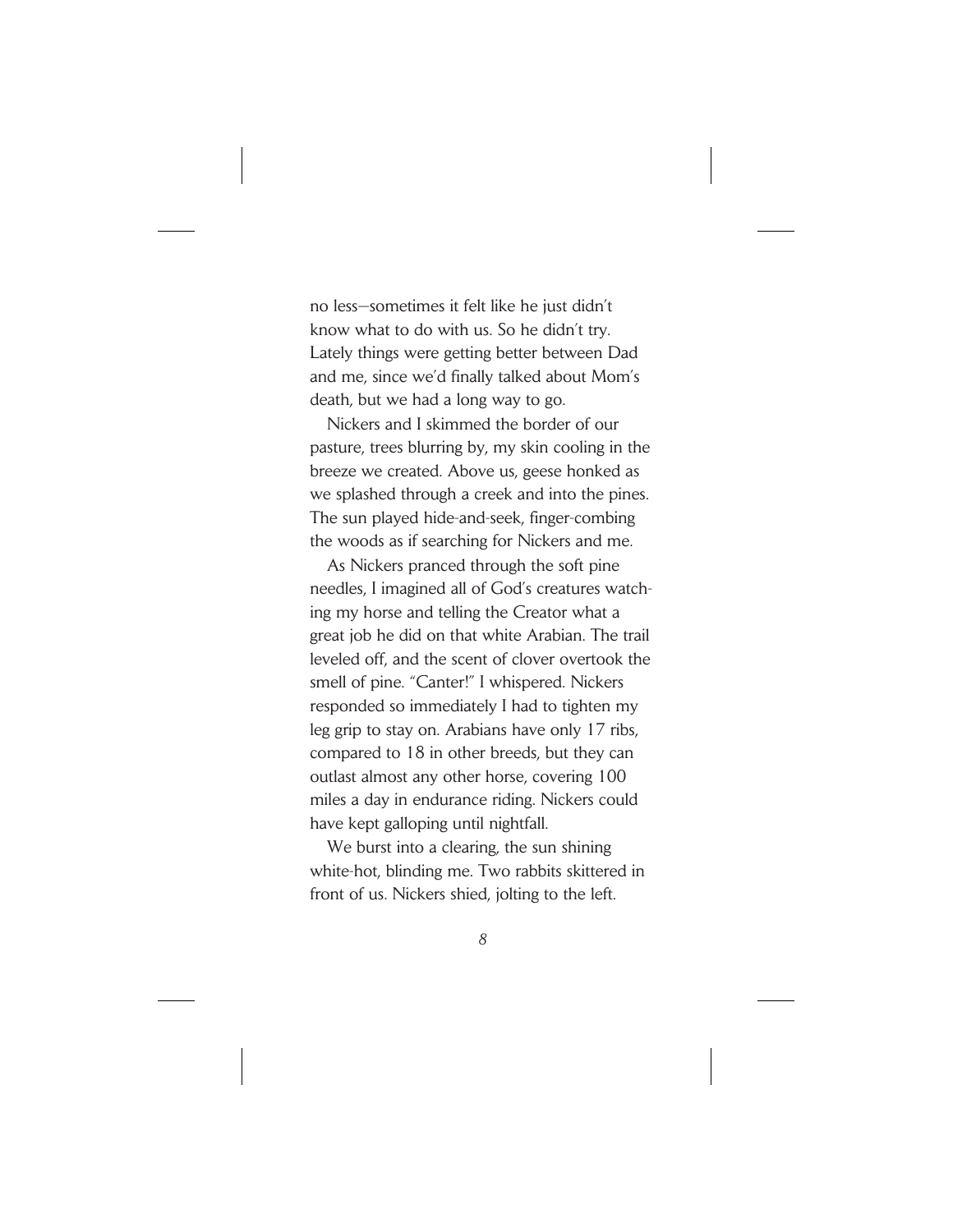no less—sometimes it felt like he just didn't know what to do with us. So he didn't try. Lately things were getting better between Dad and me, since we'd finally talked about Mom's death, but we had a long way to go.

Nickers and I skimmed the border of our pasture, trees blurring by, my skin cooling in the breeze we created. Above us, geese honked as we splashed through a creek and into the pines. The sun played hide-and-seek, finger-combing the woods as if searching for Nickers and me.

As Nickers pranced through the soft pine needles, I imagined all of God's creatures watching my horse and telling the Creator what a great job he did on that white Arabian. The trail leveled off, and the scent of clover overtook the smell of pine. "Canter!" I whispered. Nickers responded so immediately I had to tighten my leg grip to stay on. Arabians have only 17 ribs, compared to 18 in other breeds, but they can outlast almost any other horse, covering 100 miles a day in endurance riding. Nickers could have kept galloping until nightfall.

We burst into a clearing, the sun shining white-hot, blinding me. Two rabbits skittered in front of us. Nickers shied, jolting to the left.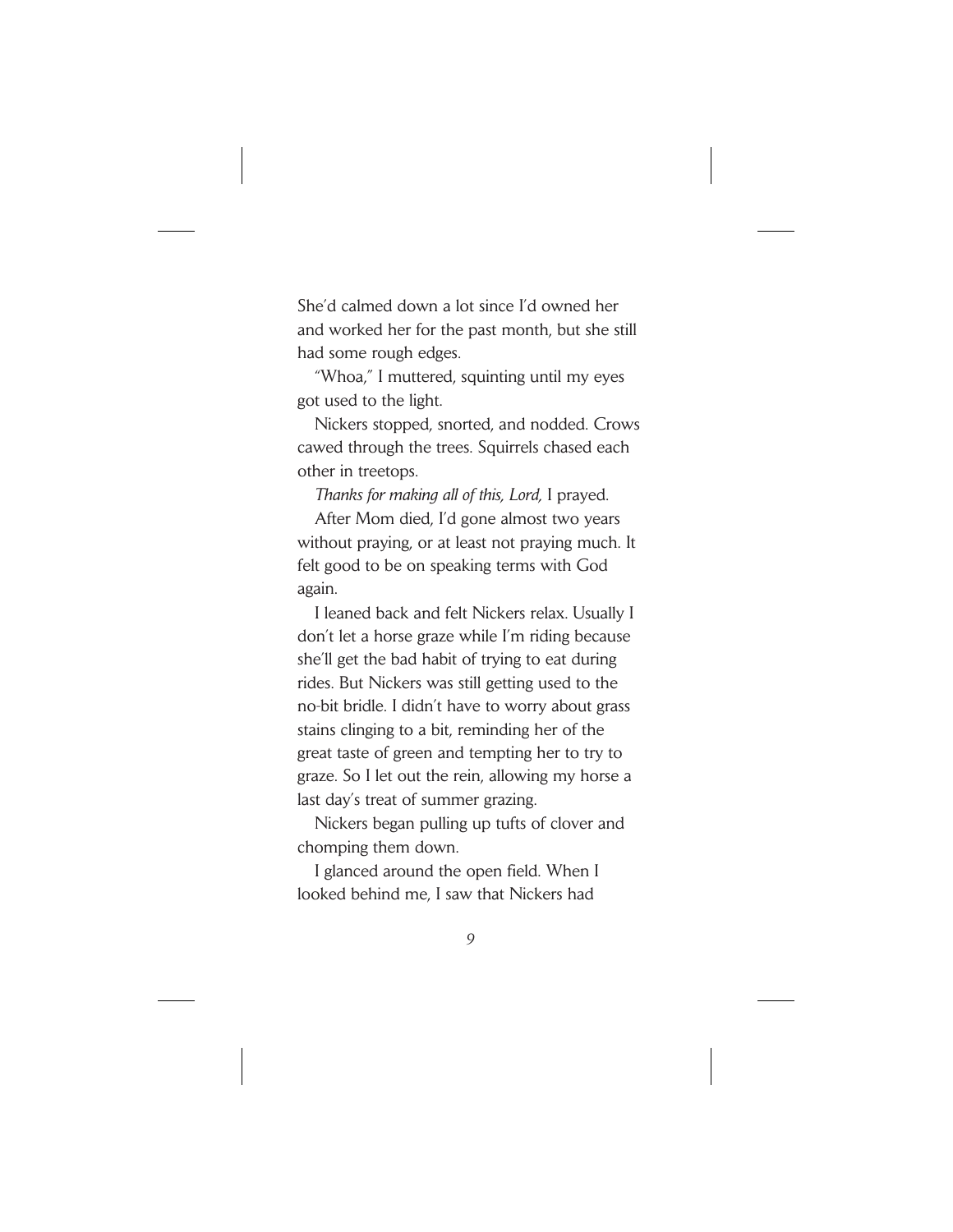She'd calmed down a lot since I'd owned her and worked her for the past month, but she still had some rough edges.

"Whoa," I muttered, squinting until my eyes got used to the light.

Nickers stopped, snorted, and nodded. Crows cawed through the trees. Squirrels chased each other in treetops.

*Thanks for making all of this, Lord,* I prayed.

After Mom died, I'd gone almost two years without praying, or at least not praying much. It felt good to be on speaking terms with God again.

I leaned back and felt Nickers relax. Usually I don't let a horse graze while I'm riding because she'll get the bad habit of trying to eat during rides. But Nickers was still getting used to the no-bit bridle. I didn't have to worry about grass stains clinging to a bit, reminding her of the great taste of green and tempting her to try to graze. So I let out the rein, allowing my horse a last day's treat of summer grazing.

Nickers began pulling up tufts of clover and chomping them down.

I glanced around the open field. When I looked behind me, I saw that Nickers had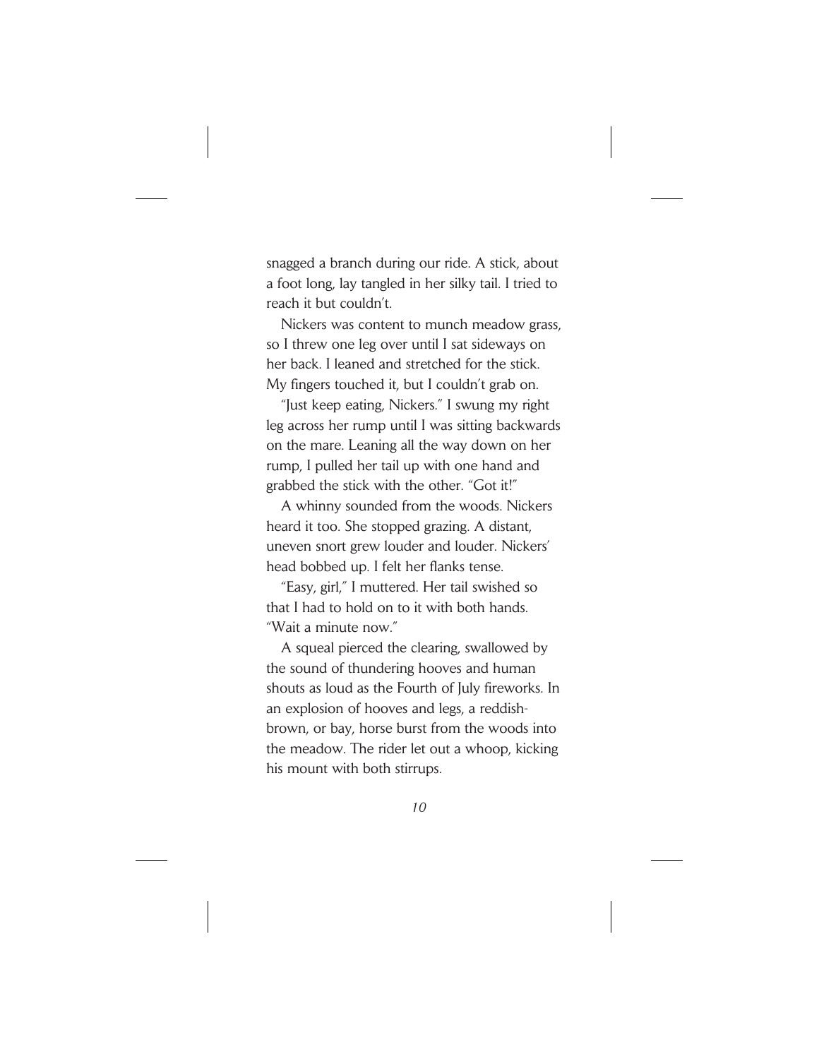snagged a branch during our ride. A stick, about a foot long, lay tangled in her silky tail. I tried to reach it but couldn't.

Nickers was content to munch meadow grass, so I threw one leg over until I sat sideways on her back. I leaned and stretched for the stick. My fingers touched it, but I couldn't grab on.

"Just keep eating, Nickers." I swung my right leg across her rump until I was sitting backwards on the mare. Leaning all the way down on her rump, I pulled her tail up with one hand and grabbed the stick with the other. "Got it!"

A whinny sounded from the woods. Nickers heard it too. She stopped grazing. A distant, uneven snort grew louder and louder. Nickers' head bobbed up. I felt her flanks tense.

"Easy, girl," I muttered. Her tail swished so that I had to hold on to it with both hands. "Wait a minute now."

A squeal pierced the clearing, swallowed by the sound of thundering hooves and human shouts as loud as the Fourth of July fireworks. In an explosion of hooves and legs, a reddish-brown, or bay, horse burst from the woods into the meadow. The rider let out a whoop, kicking his mount with both stirrups.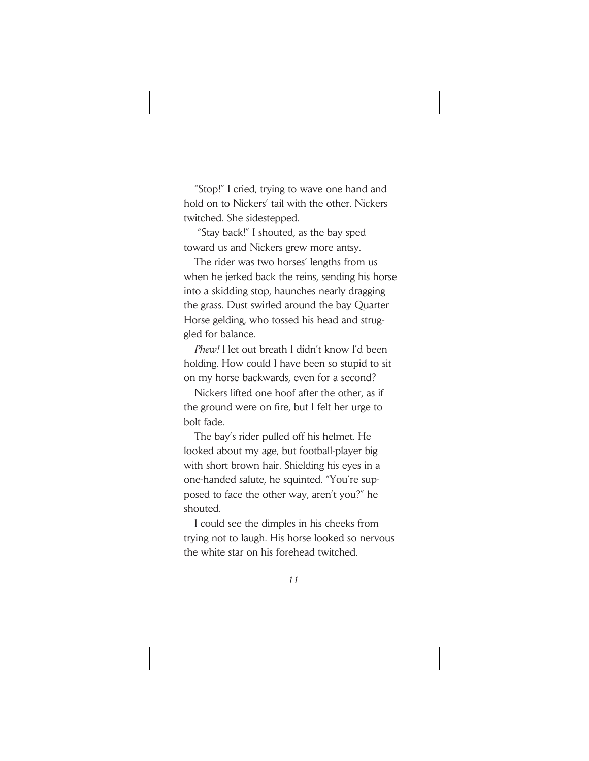"Stop!" I cried, trying to wave one hand and hold on to Nickers' tail with the other. Nickers twitched. She sidestepped.

"Stay back!" I shouted, as the bay sped toward us and Nickers grew more antsy.

The rider was two horses' lengths from us when he jerked back the reins, sending his horse into a skidding stop, haunches nearly dragging the grass. Dust swirled around the bay Quarter Horse gelding, who tossed his head and struggled for balance.

*Phew!* I let out breath I didn't know I'd been holding. How could I have been so stupid to sit on my horse backwards, even for a second?

Nickers lifted one hoof after the other, as if the ground were on fire, but I felt her urge to bolt fade.

The bay's rider pulled off his helmet. He looked about my age, but football-player big with short brown hair. Shielding his eyes in a one-handed salute, he squinted. "You're supposed to face the other way, aren't you?" he shouted.

I could see the dimples in his cheeks from trying not to laugh. His horse looked so nervous the white star on his forehead twitched.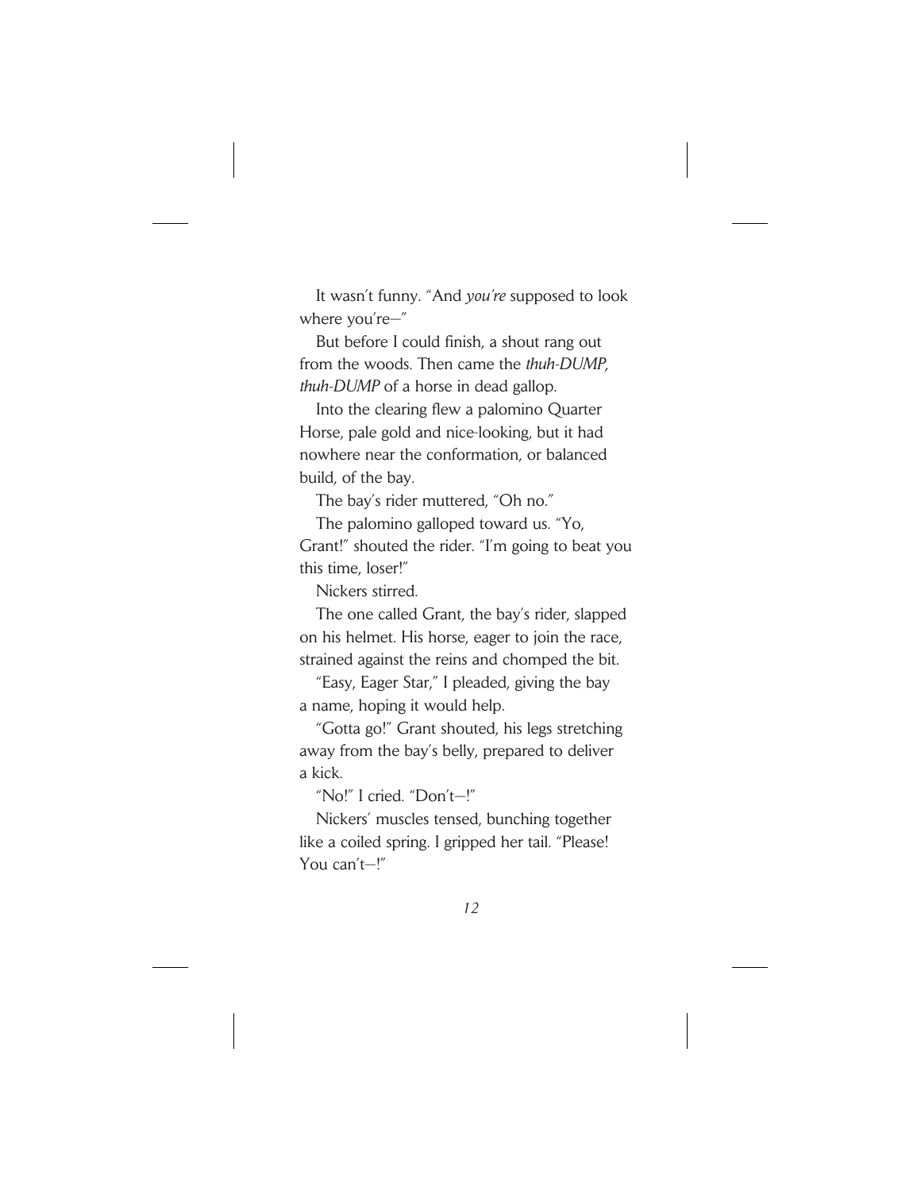It wasn't funny. "And *you're* supposed to look where you're—"

But before I could finish, a shout rang out from the woods. Then came the *thuh-DUMP, thuh-DUMP* of a horse in dead gallop.

Into the clearing flew a palomino Quarter Horse, pale gold and nice-looking, but it had nowhere near the conformation, or balanced build, of the bay.

The bay's rider muttered, "Oh no."

The palomino galloped toward us. "Yo, Grant!" shouted the rider. "I'm going to beat you this time, loser!"

Nickers stirred.

The one called Grant, the bay's rider, slapped on his helmet. His horse, eager to join the race, strained against the reins and chomped the bit.

"Easy, Eager Star," I pleaded, giving the bay a name, hoping it would help.

"Gotta go!" Grant shouted, his legs stretching away from the bay's belly, prepared to deliver a kick.

"No!" I cried. "Don't—!"

Nickers' muscles tensed, bunching together like a coiled spring. I gripped her tail. "Please! You can't—!"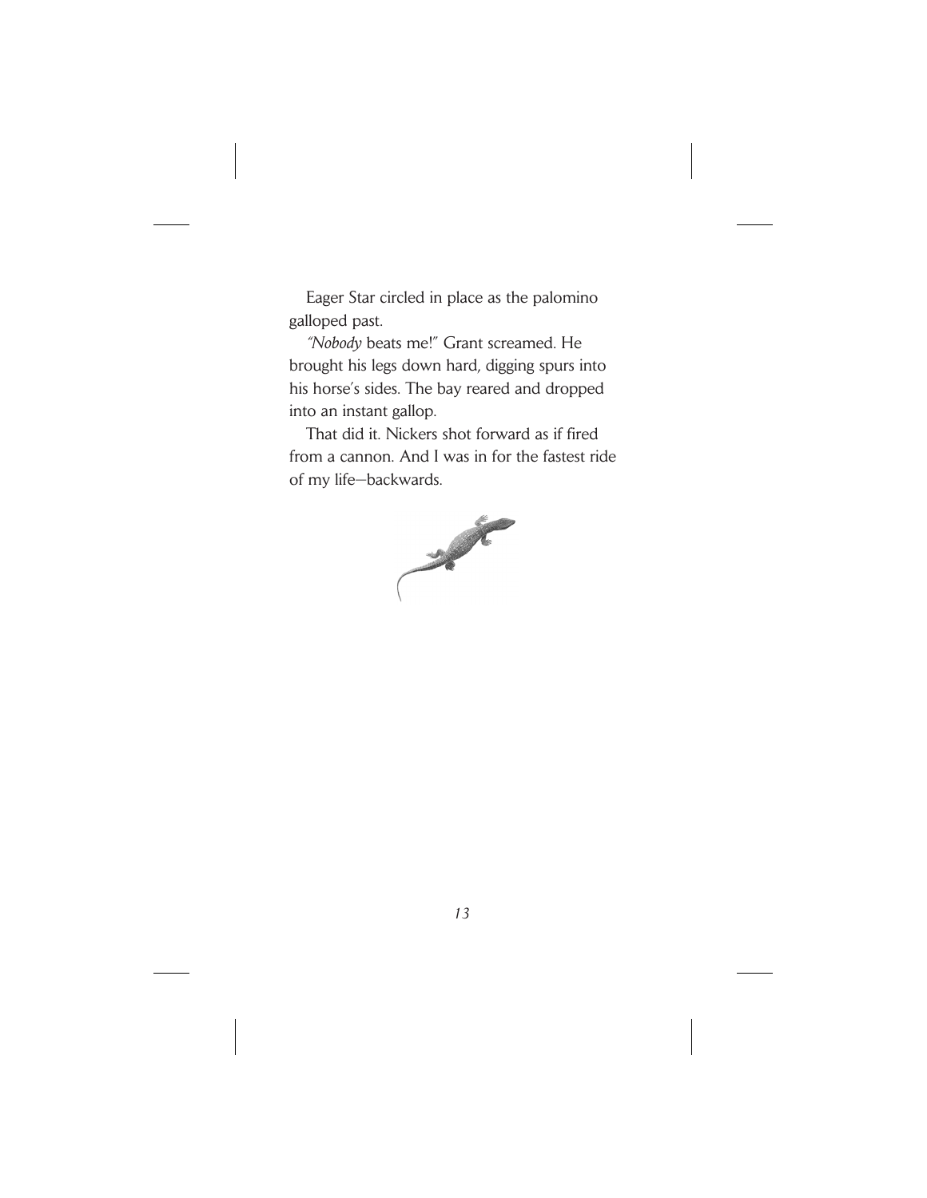Eager Star circled in place as the palomino galloped past.

*"Nobody* beats me!" Grant screamed. He brought his legs down hard, digging spurs into his horse's sides. The bay reared and dropped into an instant gallop.

That did it. Nickers shot forward as if fired from a cannon. And I was in for the fastest ride of my life—backwards.